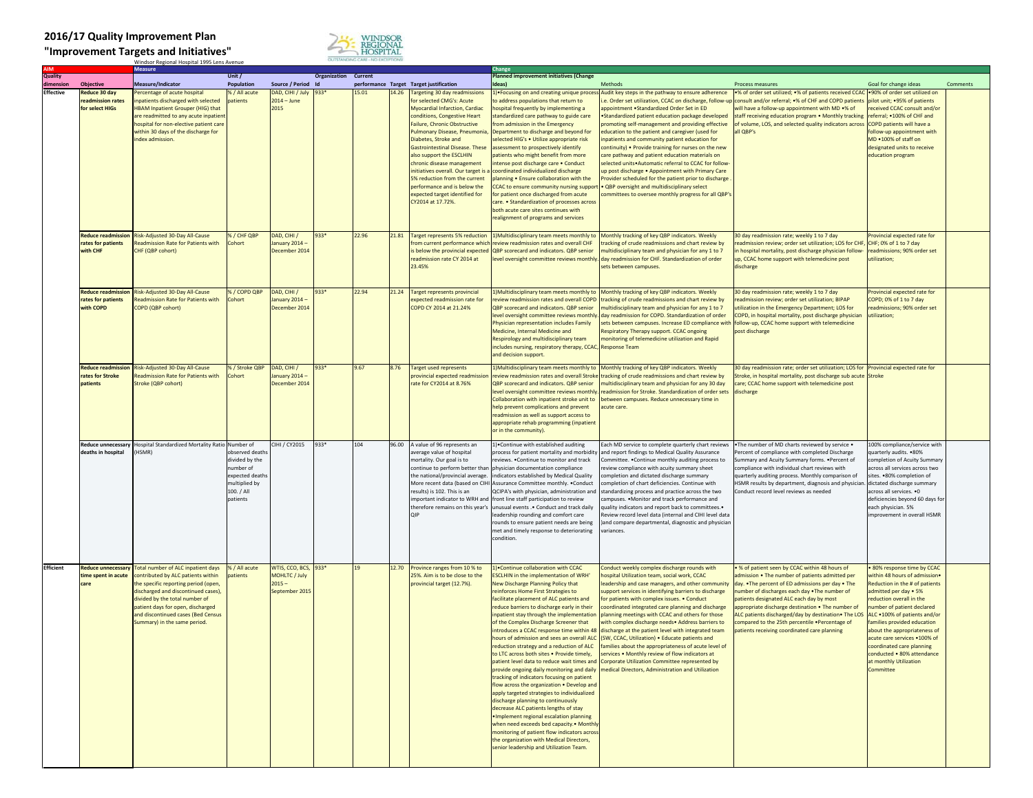# 2016/17 Quality Improvement Plan

# "Improvement Targets and Initiatives"

Windsor Regional Hospital 1995 Lens Avenue

| AIM | | Measure | | | | | | | Change | | | | |
|---|---|---|---|---|---|---|---|---|---|---|---|---|---|
| Quality dimension | Objective | Measure/Indicator | Unit / Population | Source / Period | Organization Id | Current performance | Target | Target justification | Planned improvement initiatives (Change Ideas) | Methods | Process measures | Goal for change ideas | Comments |
| Effective | Reduce 30 day readmission rates for select HIGs | Percentage of acute hospital inpatients discharged with selected HBAM Inpatient Grouper (HIG) that are readmitted to any acute inpatient hospital for non-elective patient care within 30 days of the discharge for index admission. | % / All acute patients | DAD, CIHI / July 2014 – June 2015 | 933* | 15.01 | 14.26 | Targeting 30 day readmissions for selected CMG's: Acute Myocardial Infarction, Cardiac conditions, Chronic Heart Failure, Chronic Obstructive Pulmonary Disease, Pneumonia, Diabetes, Stroke and Gastrointestinal Disease. These also support the ESCLHIN chronic disease management initiatives overall. Our target is a 5% reduction from the current performance and is below the expected target identified for CY2014 at 17.72%. | 1)•Focusing on and creating unique process to address populations that return to hospital frequently by implementing a standardized care pathway to guide care from admission in the Emergency Department to discharge and beyond for selected HIG's • Utilize appropriate risk assessment to prospectively identify patients who might benefit from more intense post discharge care • Conduct coordinated individualized discharge planning • Ensure collaboration with the CCAC to ensure community nursing support for patient once discharged from acute care. • Standardization of processes across both acute care sites continues with realignment of programs and services | Audit key steps in the pathway to ensure adherence i.e. Order set utilization, CCAC on discharge, follow-up appointment •Standardized Order Set in ED •Standardized patient education package developed promoting self-management and providing effective education to the patient and caregiver (used for inpatients and community patient education for continuity) • Provide training for nurses on the new care pathway and patient education materials on selected units•Automatic referral to CCAC for follow-up post discharge • Appointment with Primary Care Provider scheduled for the patient prior to discharge . • QBP oversight and multidisciplinary select committees to oversee monthly progress for all QBP's | •% of order set utilized; •% of patients received CCAC consult and/or referral; •% of CHF and COPD patients will have a follow-up appointment with MD •% of staff receiving education program • Monthly tracking of volume, LOS, and selected quality indicators across all QBP's | •90% of order set utilized on pilot unit; •95% of patients received CCAC consult and/or referral; •100% of CHF and COPD patients will have a follow-up appointment with MD •100% of staff on designated units to receive education program | |
| | Reduce readmission rates for patients with CHF | Risk-Adjusted 30-Day All-Cause Readmission Rate for Patients with CHF (QBP cohort) | % / CHF QBP Cohort | DAD, CIHI / January 2014 – December 2014 | 933* | 22.96 | 21.81 | Target represents 5% reduction from current performance which is below the provincial expected readmission rate CY 2014 at 23.45% | 1)Multidisciplinary team meets monthly to review readmission rates and overall CHF QBP scorecard and indicators. QBP senior level oversight committee reviews monthly. | Monthly tracking of key QBP indicators. Weekly tracking of crude readmissions and chart review by multidisciplinary team and physician for any 1 to 7 day readmission for CHF. Standardization of order sets between campuses. | 30 day readmission rate; weekly 1 to 7 day readmission review; order set utilization; LOS for CHF, in hospital mortality, post discharge physician follow-up, CCAC home support with telemedicine post discharge | Provincial expected rate for CHF; 0% of 1 to 7 day readmissions; 90% order set utilization; | |
| | Reduce readmission rates for patients with COPD | Risk-Adjusted 30-Day All-Cause Readmission Rate for Patients with COPD (QBP cohort) | % / COPD QBP Cohort | DAD, CIHI / January 2014 – December 2014 | 933* | 22.94 | 21.24 | Target represents provincial expected readmission rate for COPD CY 2014 at 21.24% | 1)Multidisciplinary team meets monthly to review readmission rates and overall COPD QBP scorecard and indicators. QBP senior level oversight committee reviews monthly. Physician representation includes Family Medicine, Internal Medicine and Respirology and multidisciplinary team includes nursing, respiratory therapy, CCAC, and decision support. | Monthly tracking of key QBP indicators. Weekly tracking of crude readmissions and chart review by multidisciplinary team and physician for any 1 to 7 day readmission for COPD. Standardization of order sets between campuses. Increase ED compliance with Respiratory Therapy support. CCAC ongoing monitoring of telemedicine utilization and Rapid Response Team | 30 day readmission rate; weekly 1 to 7 day readmission review; order set utilization; BiPAP utilization in the Emergency Department; LOS for COPD, in hospital mortality, post discharge physician follow-up, CCAC home support with telemedicine post discharge | Provincial expected rate for COPD; 0% of 1 to 7 day readmissions; 90% order set utilization; | |
| | Reduce readmission rates for Stroke patients | Risk-Adjusted 30-Day All-Cause Readmission Rate for Patients with Stroke (QBP cohort) | % / Stroke QBP Cohort | DAD, CIHI / January 2014 – December 2014 | 933* | 9.67 | 8.76 | Target used represents provincial expected readmission rate for CY2014 at 8.76% | 1)Multidisciplinary team meets monthly to review readmission rates and overall Stroke QBP scorecard and indicators. QBP senior level oversight committee reviews monthly. Collaboration with inpatient stroke unit to help prevent complications and prevent readmission as well as support access to appropriate rehab programming (inpatient or in the community). | Monthly tracking of key QBP indicators. Weekly tracking of crude readmissions and chart review by multidisciplinary team and physician for any 30 day readmission for Stroke. Standardization of order sets between campuses. Reduce unnecessary time in acute care. | 30 day readmission rate; order set utilization; LOS for Stroke, in hospital mortality, post discharge sub acute care; CCAC home support with telemedicine post discharge | Provincial expected rate for Stroke | |
| | Reduce unnecessary deaths in hospital | Hospital Standardized Mortality Ratio (HSMR) | Number of observed deaths divided by the number of expected deaths multiplied by 100. / All patients | CIHI / CY2015 | 933* | 104 | 96.00 | A value of 96 represents an average value of hospital mortality. Our goal is to continue to perform better than the national/provincial average. More recent data (based on CIHI results) is 102. This is an important indicator to WRH and therefore remains on this year's QIP | 1)•Continue with established auditing process for patient mortality and morbidity reviews. •Continue to monitor and track physician documentation compliance indicators established by Medical Quality Assurance Committee monthly. •Conduct QCIPA's with physician, administration and front line staff participation to review unusual events .• Conduct and track daily leadership rounding and comfort care rounds to ensure patient needs are being met and timely response to deteriorating condition. | Each MD service to complete quarterly chart reviews and report findings to Medical Quality Assurance Committee. •Continue monthly auditing process to review compliance with acuity summary sheet completion and dictated discharge summary completion of chart deficiencies. Continue with standardizing process and practice across the two campuses. •Monitor and track performance and quality indicators and report back to committees.• Review record level data (internal and CIHI level data )and compare departmental, diagnostic and physician variances. | •The number of MD charts reviewed by service • Percent of compliance with completed Discharge Summary and Acuity Summary forms. •Percent of compliance with individual chart reviews with quarterly auditing process. Monthly comparison of HSMR results by department, diagnosis and physician. Conduct record level reviews as needed | 100% compliance/service with quarterly audits. •80% completion of Acuity Summary across all services across two sites. •80% completion of dictated discharge summary across all services. •0 deficiencies beyond 60 days for each physician. 5% improvement in overall HSMR | |
| Efficient | Reduce unnecessary time spent in acute care | Total number of ALC inpatient days contributed by ALC patients within the specific reporting period (open, discharged and discontinued cases), divided by the total number of patient days for open, discharged and discontinued cases (Bed Census Summary) in the same period. | % / All acute patients | WTIS, CCO, BCS, MOHLTC / July 2015 – September 2015 | 933* | 19 | 12.70 | Province ranges from 10 % to 25%. Aim is to be close to the provincial target (12.7%). | 1)•Continue collaboration with CCAC ESCLHIN in the implementation of WRH' New Discharge Planning Policy that reinforces Home First Strategies to facilitate placement of ALC patients and reduce barriers to discharge early in their inpatient stay through the implementation of the Complex Discharge Screener that introduces a CCAC response time within 48 hours of admission and sees an overall ALC reduction strategy and a reduction of ALC to LTC across both sites • Provide timely, patient level data to reduce wait times and provide ongoing daily monitoring and daily tracking of indicators focusing on patient flow across the organization • Develop and apply targeted strategies to individualized discharge planning to continuously decrease ALC patients lengths of stay •Implement regional escalation planning when need exceeds bed capacity.• Monthly monitoring of patient flow indicators across the organization with Medical Directors, senior leadership and Utilization Team. | Conduct weekly complex discharge rounds with hospital Utilization team, social work, CCAC leadership and case managers, and other community support services in identifying barriers to discharge for patients with complex issues. • Conduct coordinated integrated care planning and discharge planning meetings with CCAC and others for those with complex discharge needs• Address barriers to discharge at the patient level with integrated team (SW, CCAC, Utilization) • Educate patients and families about the appropriateness of acute level of services • Monthly review of flow indicators at Corporate Utilization Committee represented by medical Directors, Administration and Utilization | • % of patient seen by CCAC within 48 hours of admission • The number of patients admitted per day. •The percent of ED admissions per day • The number of discharges each day •The number of patients designated ALC each day by most appropriate discharge destination • The number of ALC patients discharged/day by destination• The LOS compared to the 25th percentile •Percentage of patients receiving coordinated care planning | • 80% response time by CCAC within 48 hours of admission• Reduction in the # of patients admitted per day • 5% reduction overall in the number of patient declared ALC •100% of patients and/or families provided education about the appropriateness of acute care services •100% of coordinated care planning conducted • 80% attendance at monthly Utilization Committee | |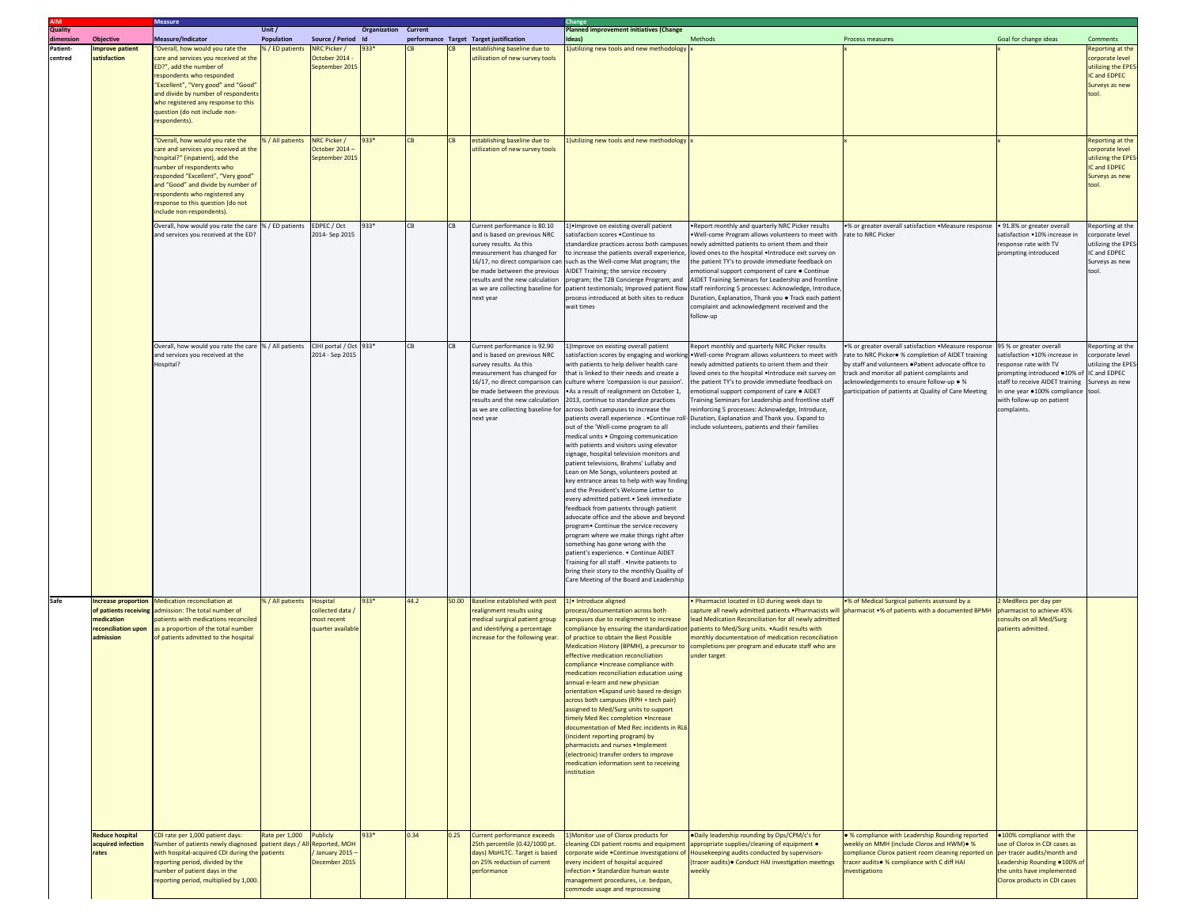| AIM | | Measure | | | | | | | Change | | | | |
|---|---|---|---|---|---|---|---|---|---|---|---|---|---|
| Quality dimension | Objective | Measure/Indicator | Unit / Population | Source / Period | Organization Id | Current performance | Target | Target justification | Planned improvement initiatives (Change Ideas) | Methods | Process measures | Goal for change ideas | Comments |
| Patient-centred | Improve patient satisfaction | "Overall, how would you rate the care and services you received at the ED?", add the number of respondents who responded "Excellent", "Very good" and "Good" and divide by number of respondents who registered any response to this question (do not include non-respondents). | % / ED patients | NRC Picker / October 2014 - September 2015 | 933* | CB | CB | establishing baseline due to utilization of new survey tools | 1)utilizing new tools and new methodology | x | x | x | Reporting at the corporate level utilizing the EPES-IC and EDPEC Surveys as new tool. |
| | | "Overall, how would you rate the care and services you received at the hospital?" (inpatient), add the number of respondents who responded "Excellent", "Very good" and "Good" and divide by number of respondents who registered any response to this question (do not include non-respondents). | % / All patients | NRC Picker / October 2014 – September 2015 | 933* | CB | CB | establishing baseline due to utilization of new survey tools | 1)utilizing new tools and new methodology | x | x | x | Reporting at the corporate level utilizing the EPES-IC and EDPEC Surveys as new tool. |
| | | Overall, how would you rate the care and services you received at the ED? | % / ED patients | EDPEC / Oct 2014- Sep 2015 | 933* | CB | CB | Current performance is 80.10 and is based on previous NRC survey results. As this measurement has changed for 16/17, no direct comparison can be made between the previous results and the new calculation as we are collecting baseline for next year | 1)•Improve on existing overall patient satisfaction scores •Continue to standardize practices across both campuses to increase the patients overall experience, such as the Well-come Mat program; the AIDET Training; the service recovery program; the T2B Concierge Program; and patient testimonials; Improved patient flow process introduced at both sites to reduce wait times | •Report monthly and quarterly NRC Picker results •Well-come Program allows volunteers to meet with newly admitted patients to orient them and their loved ones to the hospital •Introduce exit survey on the patient TY's to provide immediate feedback on emotional support component of care • Continue AIDET Training Seminars for Leadership and frontline staff reinforcing 5 processes: Acknowledge, Introduce, Duration, Explanation, Thank you • Track each patient complaint and acknowledgment received and the follow-up | •% or greater overall satisfaction •Measure response rate to NRC Picker | • 91.8% or greater overall satisfaction •10% increase in response rate with TV prompting introduced | Reporting at the corporate level utilizing the EPES-IC and EDPEC Surveys as new tool. |
| | | Overall, how would you rate the care and services you received at the Hospital? | % / All patients | CIHI portal / Oct 2014 - Sep 2015 | 933* | CB | CB | Current performance is 92.90 and is based on previous NRC survey results. As this measurement has changed for 16/17, no direct comparison can be made between the previous results and the new calculation as we are collecting baseline for next year | 1)Improve on existing overall patient satisfaction scores by engaging and working with patients to help deliver health care that is linked to their needs and create a culture where 'compassion is our passion'. •As a result of realignment on October 1, 2013, continue to standardize practices across both campuses to increase the patients overall experience . •Continue roll-out of the 'Well-come program to all medical units • Ongoing communication with patients and visitors using elevator signage, hospital television monitors and patient televisions, Brahms' Lullaby and Lean on Me Songs, volunteers posted at key entrance areas to help with way finding and the President's Welcome Letter to every admitted patient.• Seek immediate feedback from patients through patient advocate office and the above and beyond program• Continue the service recovery program where we make things right after something has gone wrong with the patient's experience. • Continue AIDET Training for all staff . •Invite patients to bring their story to the monthly Quality of Care Meeting of the Board and Leadership | Report monthly and quarterly NRC Picker results •Well-come Program allows volunteers to meet with newly admitted patients to orient them and their loved ones to the hospital •Introduce exit survey on the patient TY's to provide immediate feedback on emotional support component of care • AIDET Training Seminars for Leadership and frontline staff reinforcing 5 processes: Acknowledge, Introduce, Duration, Explanation and Thank you. Expand to include volunteers, patients and their families | •% or greater overall satisfaction •Measure response rate to NRC Picker• % completion of AIDET training by staff and volunteers •Patient advocate office to track and monitor all patient complaints and acknowledgements to ensure follow-up • % participation of patients at Quality of Care Meeting | 95 % or greater overall satisfaction •10% increase in response rate with TV prompting introduced •10% of staff to receive AIDET training in one year •100% compliance with follow-up on patient complaints. | Reporting at the corporate level utilizing the EPES-IC and EDPEC Surveys as new tool. |
| Safe | Increase proportion of patients receiving medication reconciliation upon admission | Medication reconciliation at admission: The total number of patients with medications reconciled as a proportion of the total number of patients admitted to the hospital | % / All patients | Hospital collected data / most recent quarter available | 933* | 44.2 | 50.00 | Baseline established with post realignment results using medical surgical patient group and identifying a percentage increase for the following year. | 1)• Introduce aligned process/documentation across both campuses due to realignment to increase compliance by ensuring the standardization of practice to obtain the Best Possible Medication History (BPMH), a precursor to effective medication reconciliation compliance •Increase compliance with medication reconciliation education using annual e-learn and new physician orientation •Expand unit-based re-design across both campuses (RPH + tech pair) assigned to Med/Surg units to support timely Med Rec completion •Increase documentation of Med Rec incidents in RL6 (incident reporting program) by pharmacists and nurses •Implement (electronic) transfer orders to improve medication information sent to receiving institution | • Pharmacist located in ED during week days to capture all newly admitted patients •Pharmacists will lead Medication Reconciliation for all newly admitted patients to Med/Surg units. •Audit results with monthly documentation of medication reconciliation completions per program and educate staff who are under target | •% of Medical Surgical patients assessed by a pharmacist •% of patients with a documented BPMH | 2 MedRecs per day per pharmacist to achieve 45% consults on all Med/Surg patients admitted. | |
| | Reduce hospital acquired infection rates | CDI rate per 1,000 patient days: Number of patients newly diagnosed with hospital-acquired CDI during the reporting period, divided by the number of patient days in the reporting period, multiplied by 1,000. | Rate per 1,000 patient days / All patients | Publicly Reported, MOH / January 2015 – December 2015 | 933* | 0.34 | 0.25 | Current performance exceeds 25th percentile (0.42/1000 pt. days) MoHLTC. Target is based on 25% reduction of current performance | 1)Monitor use of Clorox products for cleaning CDI patient rooms and equipment corporate wide •Continue investigations of every incident of hospital acquired infection • Standardize human waste management procedures, i.e. bedpan, commode usage and reprocessing | •Daily leadership rounding by Ops/CPM/c's for appropriate supplies/cleaning of equipment • Housekeeping audits conducted by supervisors- (tracer audits)• Conduct HAI investigation meetings weekly | • % compliance with Leadership Rounding reported weekly on MMH (include Clorox and HWM)• % compliance Clorox patient room cleaning reported on tracer audits• % compliance with C diff HAI investigations | •100% compliance with the use of Clorox in CDI cases as per tracer audits/month and Leadership Rounding •100% of the units have implemented Clorox products in CDI cases | |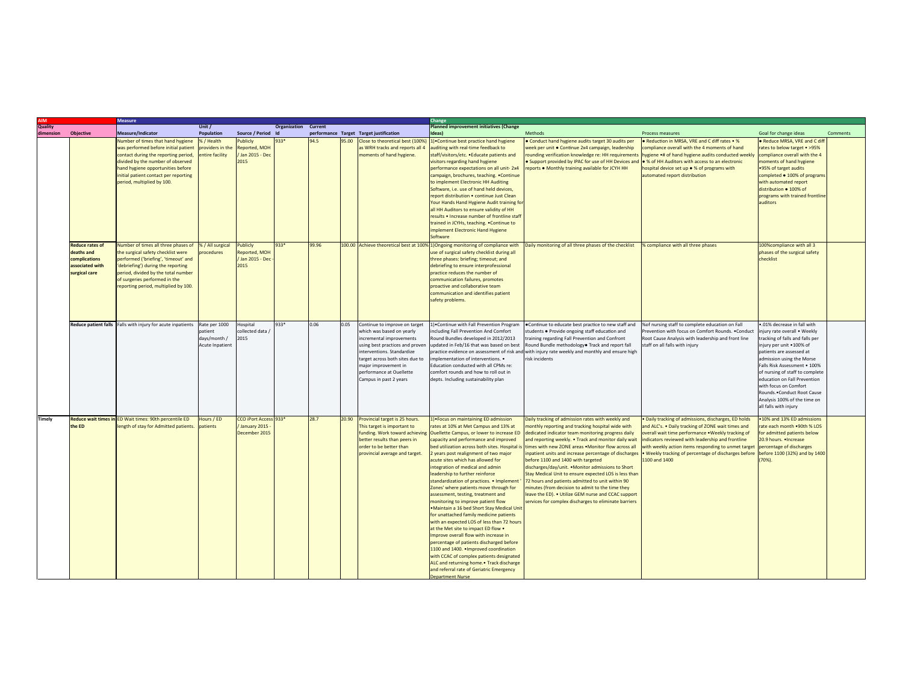| AIM | | Measure | | | | | | | Change | | | | |
|---|---|---|---|---|---|---|---|---|---|---|---|---|---|
| Quality dimension | Objective | Measure/Indicator | Unit / Population | Source / Period | Organization Id | Current performance | Target | Target justification | Planned improvement initiatives (Change Ideas) | Methods | Process measures | Goal for change ideas | Comments |
| | | Number of times that hand hygiene was performed before initial patient contact during the reporting period, divided by the number of observed hand hygiene opportunities before initial patient contact per reporting period, multiplied by 100. | % / Health providers in the entire facility | Publicly Reported, MOH / Jan 2015 - Dec 2015 | 933* | 94.5 | 95.00 | Close to theoretical best (100%) as WRH tracks and reports all 4 moments of hand hygiene. | 1)•Continue best practice hand hygiene auditing with real-time feedback to staff/visitors/etc. •Educate patients and visitors regarding hand hygiene performance expectations on all unit- 2x4 campaign, brochures, teaching. •Continue to implement Electronic HH Auditing Software, i.e. use of hand held devices, report distribution • continue Just Clean Your Hands Hand Hygiene Audit training for all HH Auditors to ensure validity of HH results • Increase number of frontline staff trained in JCYHs, teaching. •Continue to implement Electronic Hand Hygiene Software | • Conduct hand hygiene audits target 30 audits per week per unit • Continue 2x4 campaign, leadership rounding verification knowledge re: HH requirements • Support provided by IPAC for use of HH Devices and reports • Monthly training available for JCYH HH | • Reduction in MRSA, VRE and C diff rates • % compliance overall with the 4 moments of hand hygiene •# of hand hygiene audits conducted weekly • % of HH Auditors with access to an electronic hospital device set up • % of programs with automated report distribution | • Reduce MRSA, VRE and C diff rates to below target • >95% compliance overall with the 4 moments of hand hygiene •95% of target audits completed • 100% of programs with automated report distribution • 100% of programs with trained frontline auditors | |
| | Reduce rates of deaths and complications associated with surgical care | Number of times all three phases of the surgical safety checklist were performed ('briefing', 'timeout' and 'debriefing') during the reporting period, divided by the total number of surgeries performed in the reporting period, multiplied by 100. | % / All surgical procedures | Publicly Reported, MOH / Jan 2015 - Dec - 2015 | 933* | 99.96 | 100.00 | Achieve theoretical best at 100% | 1)Ongoing monitoring of compliance with use of surgical safety checklist during all three phases: briefing; timeout; and debriefing to ensure interprofessional practice reduces the number of communication failures, promotes proactive and collaborative team communication and identifies patient safety problems. | Daily monitoring of all three phases of the checklist | % compliance with all three phases | 100%compliance with all 3 phases of the surgical safety checklist | |
| | Reduce patient falls | Falls with injury for acute inpatients | Rate per 1000 patient days/month / Acute Inpatient | Hospital collected data / 2015 | 933* | 0.06 | 0.05 | Continue to improve on target which was based on yearly incremental improvements using best practices and proven interventions. Standardize target across both sites due to major improvement in performance at Ouellette Campus in past 2 years | 1)•Continue with Fall Prevention Program including Fall Prevention And Comfort Round Bundles developed in 2012/2013 updated in Feb/16 that was based on best practice evidence on assessment of risk and implementation of interventions. • Education conducted with all CPMs re: comfort rounds and how to roll out in depts. Including sustainability plan | •Continue to educate best practice to new staff and students • Provide ongoing staff education and training regarding Fall Prevention and Confront Round Bundle methodology• Track and report fall with injury rate weekly and monthly and ensure high risk incidents | %of nursing staff to complete education on Fall Prevention with focus on Comfort Rounds. •Conduct Root Cause Analysis with leadership and front line staff on all falls with injury | •.01% decrease in fall with injury rate overall • Weekly tracking of falls and falls per injury per unit •100% of patients are assessed at admission using the Morse Falls Risk Assessment • 100% of nursing of staff to complete education on Fall Prevention with focus on Comfort Rounds.•Conduct Root Cause Analysis 100% of the time on all falls with injury | |
| Timely | Reduce wait times in the ED | ED Wait times: 90th percentile ED length of stay for Admitted patients. | Hours / ED patients | CCO iPort Access / January 2015 - December 2015 | 933* | 28.7 | 20.90 | Provincial target is 25 hours. This target is important to funding. Work toward achieving better results than peers in order to be better than provincial average and target. | 1)•Focus on maintaining ED admission rates at 10% at Met Campus and 13% at Ouellette Campus, or lower to increase ED capacity and performance and improved bed utilization across both sites. Hospital is 2 years post realignment of two major acute sites which has allowed for integration of medical and admin leadership to further reinforce standardization of practices. • Implement ' Zones' where patients move through for assessment, testing, treatment and monitoring to improve patient flow •Maintain a 16 bed Short Stay Medical Unit for unattached family medicine patients with an expected LOS of less than 72 hours at the Met site to impact ED flow • Improve overall flow with increase in percentage of patients discharged before 1100 and 1400. •Improved coordination with CCAC of complex patients designated ALC and returning home.• Track discharge and referral rate of Geriatric Emergency Department Nurse | Daily tracking of admission rates with weekly and monthly reporting and tracking hospital wide with dedicated indicator team monitoring progress daily and reporting weekly. • Track and monitor daily wait times with new ZONE areas •Monitor flow across all inpatient units and increase percentage of discharges before 1100 and 1400 with targeted discharges/day/unit. •Monitor admissions to Short Stay Medical Unit to ensure expected LOS is less than 72 hours and patients admitted to unit within 90 minutes (from decision to admit to the time they leave the ED). • Utilize GEM nurse and CCAC support services for complex discharges to eliminate barriers | • Daily tracking of admissions, discharges, ED holds and ALC's. • Daily tracking of ZONE wait times and overall wait time performance •Weekly tracking of indicators reviewed with leadership and frontline with weekly action items responding to unmet target • Weekly tracking of percentage of discharges before 1100 and 1400 | •10% and 13% ED admissions rate each month •90th % LOS for admitted patients below 20.9 hours. •Increase percentage of discharges before 1100 (32%) and by 1400 (70%). | |